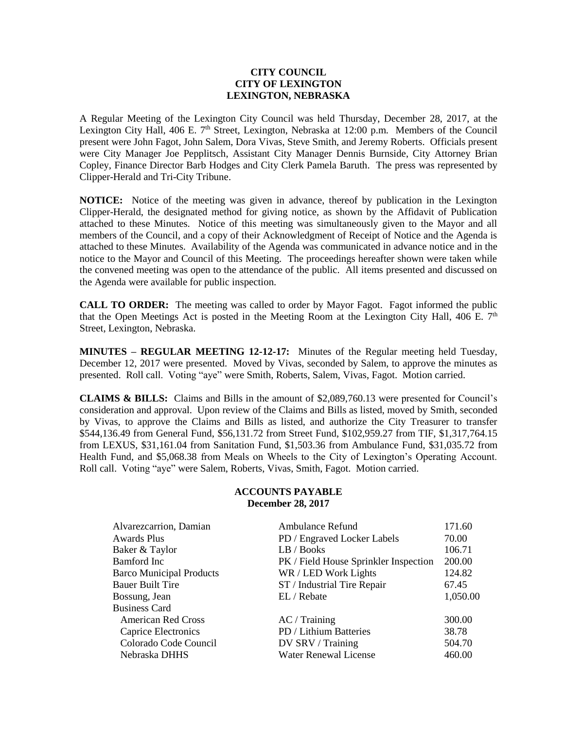# CITY COUNCIL
# CITY OF LEXINGTON
# LEXINGTON, NEBRASKA

A Regular Meeting of the Lexington City Council was held Thursday, December 28, 2017, at the Lexington City Hall, 406 E. 7th Street, Lexington, Nebraska at 12:00 p.m. Members of the Council present were John Fagot, John Salem, Dora Vivas, Steve Smith, and Jeremy Roberts. Officials present were City Manager Joe Pepplitsch, Assistant City Manager Dennis Burnside, City Attorney Brian Copley, Finance Director Barb Hodges and City Clerk Pamela Baruth. The press was represented by Clipper-Herald and Tri-City Tribune.

**NOTICE:** Notice of the meeting was given in advance, thereof by publication in the Lexington Clipper-Herald, the designated method for giving notice, as shown by the Affidavit of Publication attached to these Minutes. Notice of this meeting was simultaneously given to the Mayor and all members of the Council, and a copy of their Acknowledgment of Receipt of Notice and the Agenda is attached to these Minutes. Availability of the Agenda was communicated in advance notice and in the notice to the Mayor and Council of this Meeting. The proceedings hereafter shown were taken while the convened meeting was open to the attendance of the public. All items presented and discussed on the Agenda were available for public inspection.

**CALL TO ORDER:** The meeting was called to order by Mayor Fagot. Fagot informed the public that the Open Meetings Act is posted in the Meeting Room at the Lexington City Hall, 406 E. 7th Street, Lexington, Nebraska.

**MINUTES – REGULAR MEETING 12-12-17:** Minutes of the Regular meeting held Tuesday, December 12, 2017 were presented. Moved by Vivas, seconded by Salem, to approve the minutes as presented. Roll call. Voting "aye" were Smith, Roberts, Salem, Vivas, Fagot. Motion carried.

**CLAIMS & BILLS:** Claims and Bills in the amount of $2,089,760.13 were presented for Council's consideration and approval. Upon review of the Claims and Bills as listed, moved by Smith, seconded by Vivas, to approve the Claims and Bills as listed, and authorize the City Treasurer to transfer $544,136.49 from General Fund, $56,131.72 from Street Fund, $102,959.27 from TIF, $1,317,764.15 from LEXUS, $31,161.04 from Sanitation Fund, $1,503.36 from Ambulance Fund, $31,035.72 from Health Fund, and $5,068.38 from Meals on Wheels to the City of Lexington's Operating Account. Roll call. Voting "aye" were Salem, Roberts, Vivas, Smith, Fagot. Motion carried.

## ACCOUNTS PAYABLE
## December 28, 2017

| | | |
|---|---|---|
| Alvarezcarrion, Damian | Ambulance Refund | 171.60 |
| Awards Plus | PD / Engraved Locker Labels | 70.00 |
| Baker & Taylor | LB / Books | 106.71 |
| Bamford Inc | PK / Field House Sprinkler Inspection | 200.00 |
| Barco Municipal Products | WR / LED Work Lights | 124.82 |
| Bauer Built Tire | ST / Industrial Tire Repair | 67.45 |
| Bossung, Jean | EL / Rebate | 1,050.00 |
| Business Card | | |
| American Red Cross | AC / Training | 300.00 |
| Caprice Electronics | PD / Lithium Batteries | 38.78 |
| Colorado Code Council | DV SRV / Training | 504.70 |
| Nebraska DHHS | Water Renewal License | 460.00 |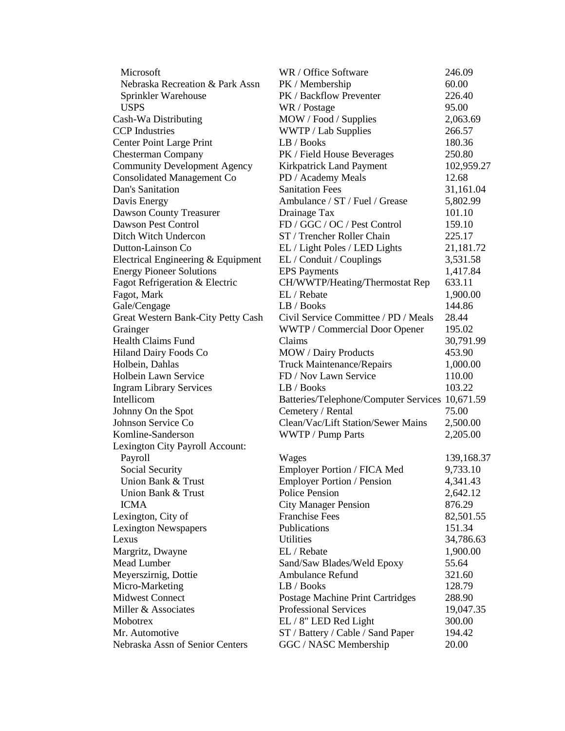| | | |
|---|---|---|
| Microsoft | WR / Office Software | 246.09 |
| Nebraska Recreation & Park Assn | PK / Membership | 60.00 |
| Sprinkler Warehouse | PK / Backflow Preventer | 226.40 |
| USPS | WR / Postage | 95.00 |
| Cash-Wa Distributing | MOW / Food / Supplies | 2,063.69 |
| CCP Industries | WWTP / Lab Supplies | 266.57 |
| Center Point Large Print | LB / Books | 180.36 |
| Chesterman Company | PK / Field House Beverages | 250.80 |
| Community Development Agency | Kirkpatrick Land Payment | 102,959.27 |
| Consolidated Management Co | PD / Academy Meals | 12.68 |
| Dan's Sanitation | Sanitation Fees | 31,161.04 |
| Davis Energy | Ambulance / ST / Fuel / Grease | 5,802.99 |
| Dawson County Treasurer | Drainage Tax | 101.10 |
| Dawson Pest Control | FD / GGC / OC / Pest Control | 159.10 |
| Ditch Witch Undercon | ST / Trencher Roller Chain | 225.17 |
| Dutton-Lainson Co | EL / Light Poles / LED Lights | 21,181.72 |
| Electrical Engineering & Equipment | EL / Conduit / Couplings | 3,531.58 |
| Energy Pioneer Solutions | EPS Payments | 1,417.84 |
| Fagot Refrigeration & Electric | CH/WWTP/Heating/Thermostat Rep | 633.11 |
| Fagot, Mark | EL / Rebate | 1,900.00 |
| Gale/Cengage | LB / Books | 144.86 |
| Great Western Bank-City Petty Cash | Civil Service Committee / PD / Meals | 28.44 |
| Grainger | WWTP / Commercial Door Opener | 195.02 |
| Health Claims Fund | Claims | 30,791.99 |
| Hiland Dairy Foods Co | MOW / Dairy Products | 453.90 |
| Holbein, Dahlas | Truck Maintenance/Repairs | 1,000.00 |
| Holbein Lawn Service | FD / Nov Lawn Service | 110.00 |
| Ingram Library Services | LB / Books | 103.22 |
| Intellicom | Batteries/Telephone/Computer Services | 10,671.59 |
| Johnny On the Spot | Cemetery / Rental | 75.00 |
| Johnson Service Co | Clean/Vac/Lift Station/Sewer Mains | 2,500.00 |
| Komline-Sanderson | WWTP / Pump Parts | 2,205.00 |
| Lexington City Payroll Account: | | |
| Payroll | Wages | 139,168.37 |
| Social Security | Employer Portion / FICA Med | 9,733.10 |
| Union Bank & Trust | Employer Portion / Pension | 4,341.43 |
| Union Bank & Trust | Police Pension | 2,642.12 |
| ICMA | City Manager Pension | 876.29 |
| Lexington, City of | Franchise Fees | 82,501.55 |
| Lexington Newspapers | Publications | 151.34 |
| Lexus | Utilities | 34,786.63 |
| Margritz, Dwayne | EL / Rebate | 1,900.00 |
| Mead Lumber | Sand/Saw Blades/Weld Epoxy | 55.64 |
| Meyerszirnig, Dottie | Ambulance Refund | 321.60 |
| Micro-Marketing | LB / Books | 128.79 |
| Midwest Connect | Postage Machine Print Cartridges | 288.90 |
| Miller & Associates | Professional Services | 19,047.35 |
| Mobotrex | EL / 8" LED Red Light | 300.00 |
| Mr. Automotive | ST / Battery / Cable / Sand Paper | 194.42 |
| Nebraska Assn of Senior Centers | GGC / NASC Membership | 20.00 |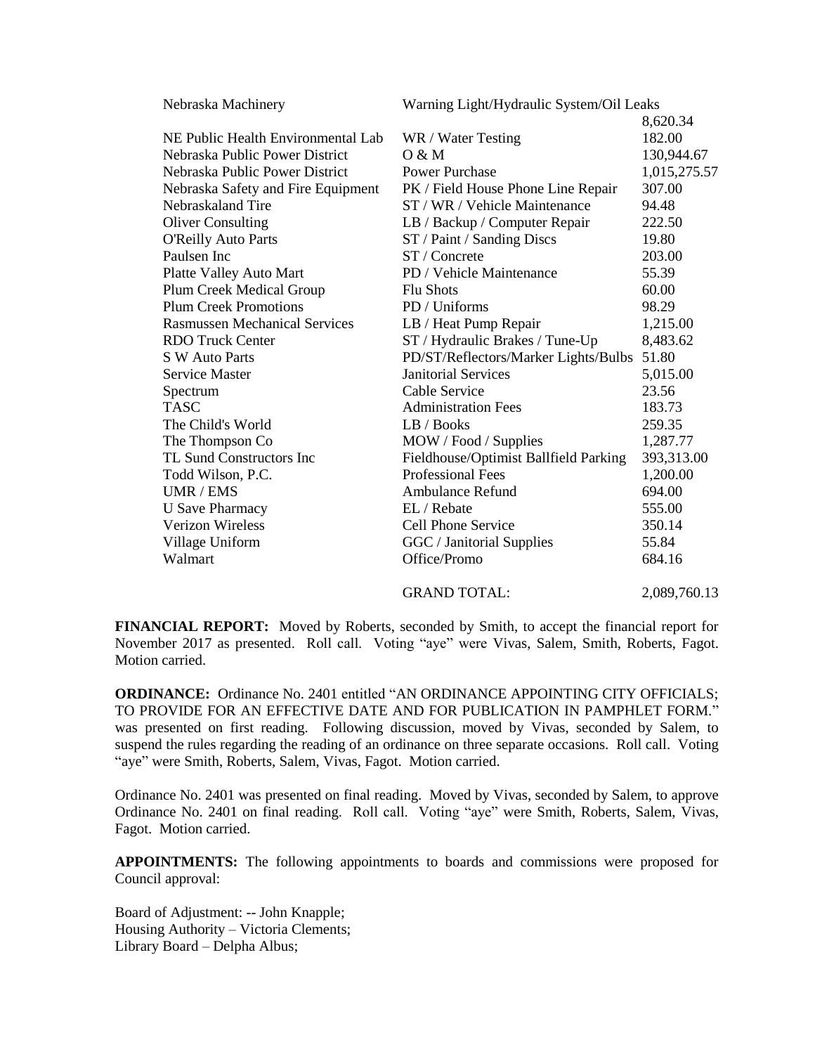| | | |
|---|---|---|
| Nebraska Machinery | Warning Light/Hydraulic System/Oil Leaks | 8,620.34 |
| NE Public Health Environmental Lab | WR / Water Testing | 182.00 |
| Nebraska Public Power District | O & M | 130,944.67 |
| Nebraska Public Power District | Power Purchase | 1,015,275.57 |
| Nebraska Safety and Fire Equipment | PK / Field House Phone Line Repair | 307.00 |
| Nebraskaland Tire | ST / WR / Vehicle Maintenance | 94.48 |
| Oliver Consulting | LB / Backup / Computer Repair | 222.50 |
| O'Reilly Auto Parts | ST / Paint / Sanding Discs | 19.80 |
| Paulsen Inc | ST / Concrete | 203.00 |
| Platte Valley Auto Mart | PD / Vehicle Maintenance | 55.39 |
| Plum Creek Medical Group | Flu Shots | 60.00 |
| Plum Creek Promotions | PD / Uniforms | 98.29 |
| Rasmussen Mechanical Services | LB / Heat Pump Repair | 1,215.00 |
| RDO Truck Center | ST / Hydraulic Brakes / Tune-Up | 8,483.62 |
| S W Auto Parts | PD/ST/Reflectors/Marker Lights/Bulbs | 51.80 |
| Service Master | Janitorial Services | 5,015.00 |
| Spectrum | Cable Service | 23.56 |
| TASC | Administration Fees | 183.73 |
| The Child's World | LB / Books | 259.35 |
| The Thompson Co | MOW / Food / Supplies | 1,287.77 |
| TL Sund Constructors Inc | Fieldhouse/Optimist Ballfield Parking | 393,313.00 |
| Todd Wilson, P.C. | Professional Fees | 1,200.00 |
| UMR / EMS | Ambulance Refund | 694.00 |
| U Save Pharmacy | EL / Rebate | 555.00 |
| Verizon Wireless | Cell Phone Service | 350.14 |
| Village Uniform | GGC / Janitorial Supplies | 55.84 |
| Walmart | Office/Promo | 684.16 |
| | GRAND TOTAL: | 2,089,760.13 |

**FINANCIAL REPORT:** Moved by Roberts, seconded by Smith, to accept the financial report for November 2017 as presented. Roll call. Voting "aye" were Vivas, Salem, Smith, Roberts, Fagot. Motion carried.

**ORDINANCE:** Ordinance No. 2401 entitled "AN ORDINANCE APPOINTING CITY OFFICIALS; TO PROVIDE FOR AN EFFECTIVE DATE AND FOR PUBLICATION IN PAMPHLET FORM." was presented on first reading. Following discussion, moved by Vivas, seconded by Salem, to suspend the rules regarding the reading of an ordinance on three separate occasions. Roll call. Voting "aye" were Smith, Roberts, Salem, Vivas, Fagot. Motion carried.

Ordinance No. 2401 was presented on final reading. Moved by Vivas, seconded by Salem, to approve Ordinance No. 2401 on final reading. Roll call. Voting "aye" were Smith, Roberts, Salem, Vivas, Fagot. Motion carried.

**APPOINTMENTS:** The following appointments to boards and commissions were proposed for Council approval:

Board of Adjustment: -- John Knapple;
Housing Authority – Victoria Clements;
Library Board – Delpha Albus;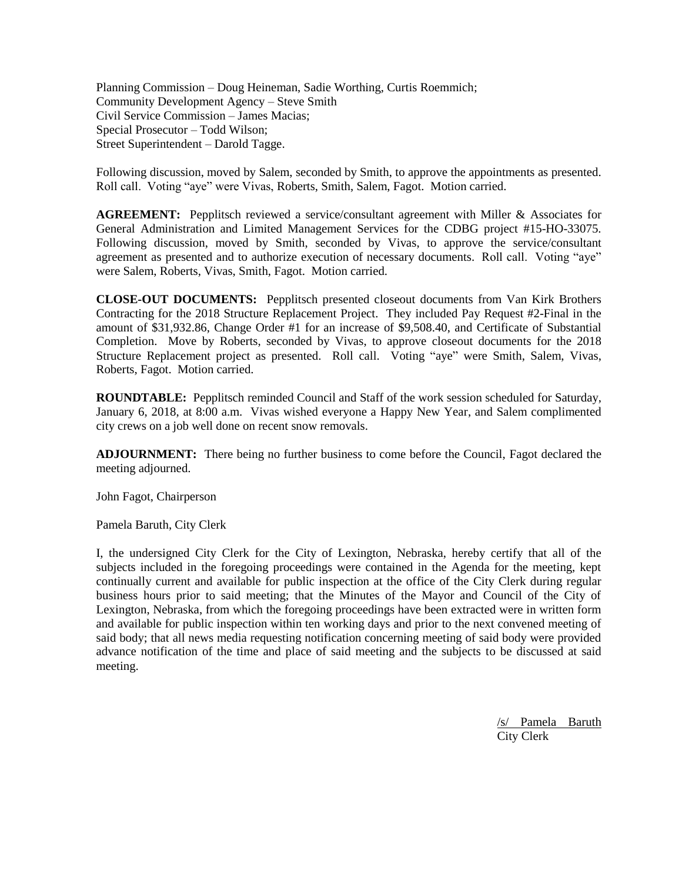Planning Commission – Doug Heineman, Sadie Worthing, Curtis Roemmich;
Community Development Agency – Steve Smith
Civil Service Commission – James Macias;
Special Prosecutor – Todd Wilson;
Street Superintendent – Darold Tagge.

Following discussion, moved by Salem, seconded by Smith, to approve the appointments as presented. Roll call. Voting "aye" were Vivas, Roberts, Smith, Salem, Fagot. Motion carried.

**AGREEMENT:** Pepplitsch reviewed a service/consultant agreement with Miller & Associates for General Administration and Limited Management Services for the CDBG project #15-HO-33075. Following discussion, moved by Smith, seconded by Vivas, to approve the service/consultant agreement as presented and to authorize execution of necessary documents. Roll call. Voting "aye" were Salem, Roberts, Vivas, Smith, Fagot. Motion carried.

**CLOSE-OUT DOCUMENTS:** Pepplitsch presented closeout documents from Van Kirk Brothers Contracting for the 2018 Structure Replacement Project. They included Pay Request #2-Final in the amount of $31,932.86, Change Order #1 for an increase of $9,508.40, and Certificate of Substantial Completion. Move by Roberts, seconded by Vivas, to approve closeout documents for the 2018 Structure Replacement project as presented. Roll call. Voting "aye" were Smith, Salem, Vivas, Roberts, Fagot. Motion carried.

**ROUNDTABLE:** Pepplitsch reminded Council and Staff of the work session scheduled for Saturday, January 6, 2018, at 8:00 a.m. Vivas wished everyone a Happy New Year, and Salem complimented city crews on a job well done on recent snow removals.

**ADJOURNMENT:** There being no further business to come before the Council, Fagot declared the meeting adjourned.

John Fagot, Chairperson

Pamela Baruth, City Clerk

I, the undersigned City Clerk for the City of Lexington, Nebraska, hereby certify that all of the subjects included in the foregoing proceedings were contained in the Agenda for the meeting, kept continually current and available for public inspection at the office of the City Clerk during regular business hours prior to said meeting; that the Minutes of the Mayor and Council of the City of Lexington, Nebraska, from which the foregoing proceedings have been extracted were in written form and available for public inspection within ten working days and prior to the next convened meeting of said body; that all news media requesting notification concerning meeting of said body were provided advance notification of the time and place of said meeting and the subjects to be discussed at said meeting.

/s/ Pamela Baruth
City Clerk